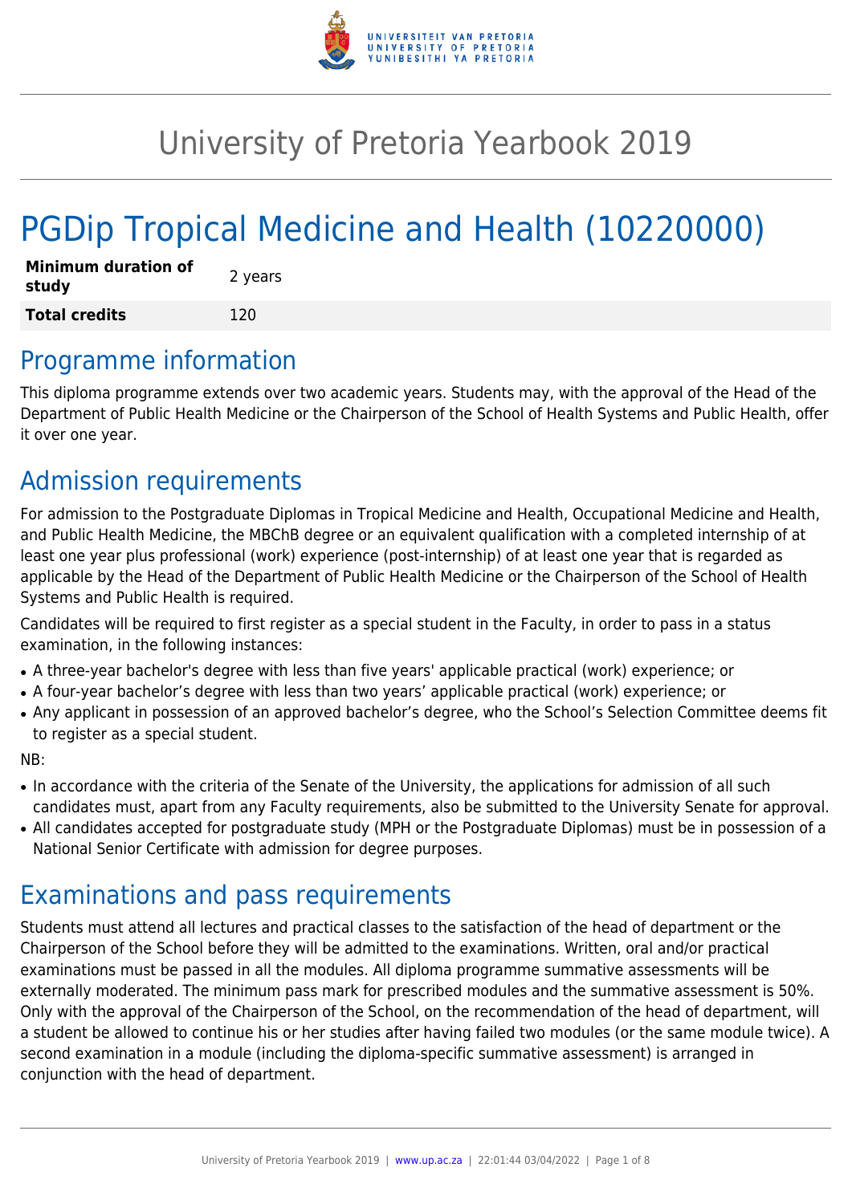# University of Pretoria Yearbook 2019

# PGDip Tropical Medicine and Health (10220000)

| **Minimum duration of study** | 2 years |
|---|---|
| **Total credits** | 120 |

## Programme information

This diploma programme extends over two academic years. Students may, with the approval of the Head of the Department of Public Health Medicine or the Chairperson of the School of Health Systems and Public Health, offer it over one year.

## Admission requirements

For admission to the Postgraduate Diplomas in Tropical Medicine and Health, Occupational Medicine and Health, and Public Health Medicine, the MBChB degree or an equivalent qualification with a completed internship of at least one year plus professional (work) experience (post-internship) of at least one year that is regarded as applicable by the Head of the Department of Public Health Medicine or the Chairperson of the School of Health Systems and Public Health is required.

Candidates will be required to first register as a special student in the Faculty, in order to pass in a status examination, in the following instances:

- A three-year bachelor's degree with less than five years' applicable practical (work) experience; or
- A four-year bachelor's degree with less than two years' applicable practical (work) experience; or
- Any applicant in possession of an approved bachelor's degree, who the School's Selection Committee deems fit to register as a special student.

NB:

- In accordance with the criteria of the Senate of the University, the applications for admission of all such candidates must, apart from any Faculty requirements, also be submitted to the University Senate for approval.
- All candidates accepted for postgraduate study (MPH or the Postgraduate Diplomas) must be in possession of a National Senior Certificate with admission for degree purposes.

## Examinations and pass requirements

Students must attend all lectures and practical classes to the satisfaction of the head of department or the Chairperson of the School before they will be admitted to the examinations. Written, oral and/or practical examinations must be passed in all the modules. All diploma programme summative assessments will be externally moderated. The minimum pass mark for prescribed modules and the summative assessment is 50%. Only with the approval of the Chairperson of the School, on the recommendation of the head of department, will a student be allowed to continue his or her studies after having failed two modules (or the same module twice). A second examination in a module (including the diploma-specific summative assessment) is arranged in conjunction with the head of department.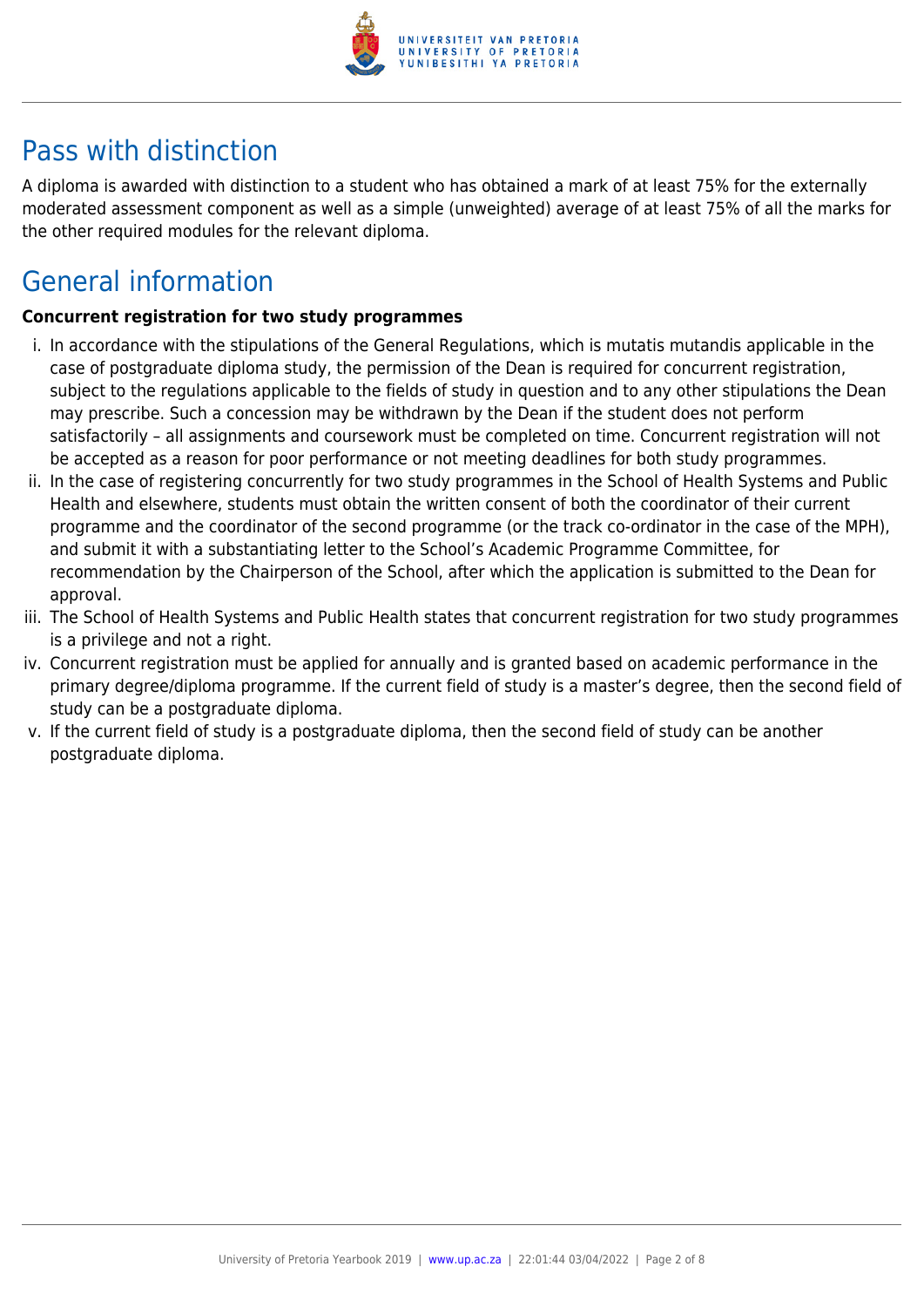## Pass with distinction

A diploma is awarded with distinction to a student who has obtained a mark of at least 75% for the externally moderated assessment component as well as a simple (unweighted) average of at least 75% of all the marks for the other required modules for the relevant diploma.

## General information

**Concurrent registration for two study programmes**

i. In accordance with the stipulations of the General Regulations, which is mutatis mutandis applicable in the case of postgraduate diploma study, the permission of the Dean is required for concurrent registration, subject to the regulations applicable to the fields of study in question and to any other stipulations the Dean may prescribe. Such a concession may be withdrawn by the Dean if the student does not perform satisfactorily – all assignments and coursework must be completed on time. Concurrent registration will not be accepted as a reason for poor performance or not meeting deadlines for both study programmes.

ii. In the case of registering concurrently for two study programmes in the School of Health Systems and Public Health and elsewhere, students must obtain the written consent of both the coordinator of their current programme and the coordinator of the second programme (or the track co-ordinator in the case of the MPH), and submit it with a substantiating letter to the School's Academic Programme Committee, for recommendation by the Chairperson of the School, after which the application is submitted to the Dean for approval.

iii. The School of Health Systems and Public Health states that concurrent registration for two study programmes is a privilege and not a right.

iv. Concurrent registration must be applied for annually and is granted based on academic performance in the primary degree/diploma programme. If the current field of study is a master's degree, then the second field of study can be a postgraduate diploma.

v. If the current field of study is a postgraduate diploma, then the second field of study can be another postgraduate diploma.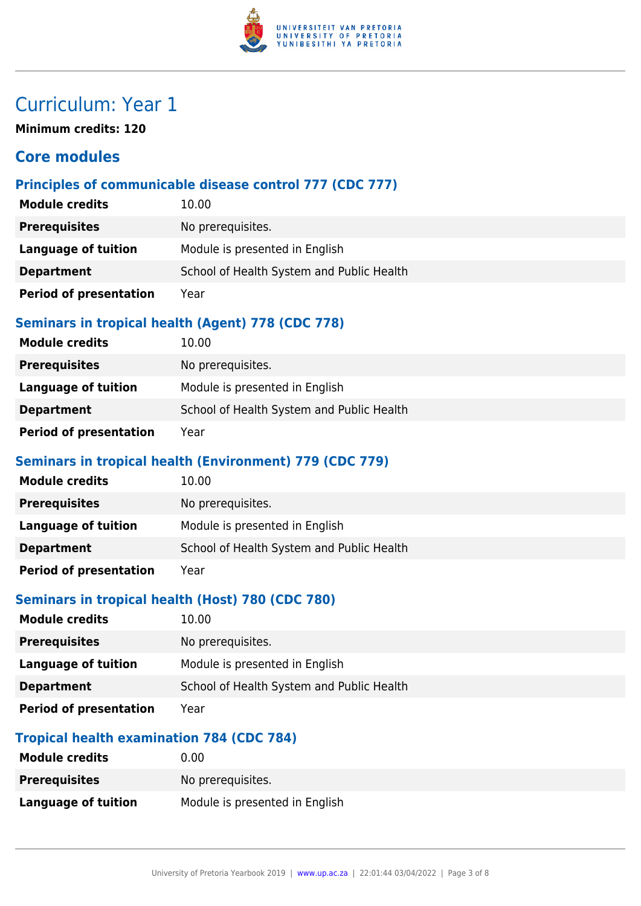# Curriculum: Year 1

**Minimum credits: 120**

## Core modules

### Principles of communicable disease control 777 (CDC 777)

| | |
|---|---|
| **Module credits** | 10.00 |
| **Prerequisites** | No prerequisites. |
| **Language of tuition** | Module is presented in English |
| **Department** | School of Health System and Public Health |
| **Period of presentation** | Year |

### Seminars in tropical health (Agent) 778 (CDC 778)

| | |
|---|---|
| **Module credits** | 10.00 |
| **Prerequisites** | No prerequisites. |
| **Language of tuition** | Module is presented in English |
| **Department** | School of Health System and Public Health |
| **Period of presentation** | Year |

### Seminars in tropical health (Environment) 779 (CDC 779)

| | |
|---|---|
| **Module credits** | 10.00 |
| **Prerequisites** | No prerequisites. |
| **Language of tuition** | Module is presented in English |
| **Department** | School of Health System and Public Health |
| **Period of presentation** | Year |

### Seminars in tropical health (Host) 780 (CDC 780)

| | |
|---|---|
| **Module credits** | 10.00 |
| **Prerequisites** | No prerequisites. |
| **Language of tuition** | Module is presented in English |
| **Department** | School of Health System and Public Health |
| **Period of presentation** | Year |

### Tropical health examination 784 (CDC 784)

| | |
|---|---|
| **Module credits** | 0.00 |
| **Prerequisites** | No prerequisites. |
| **Language of tuition** | Module is presented in English |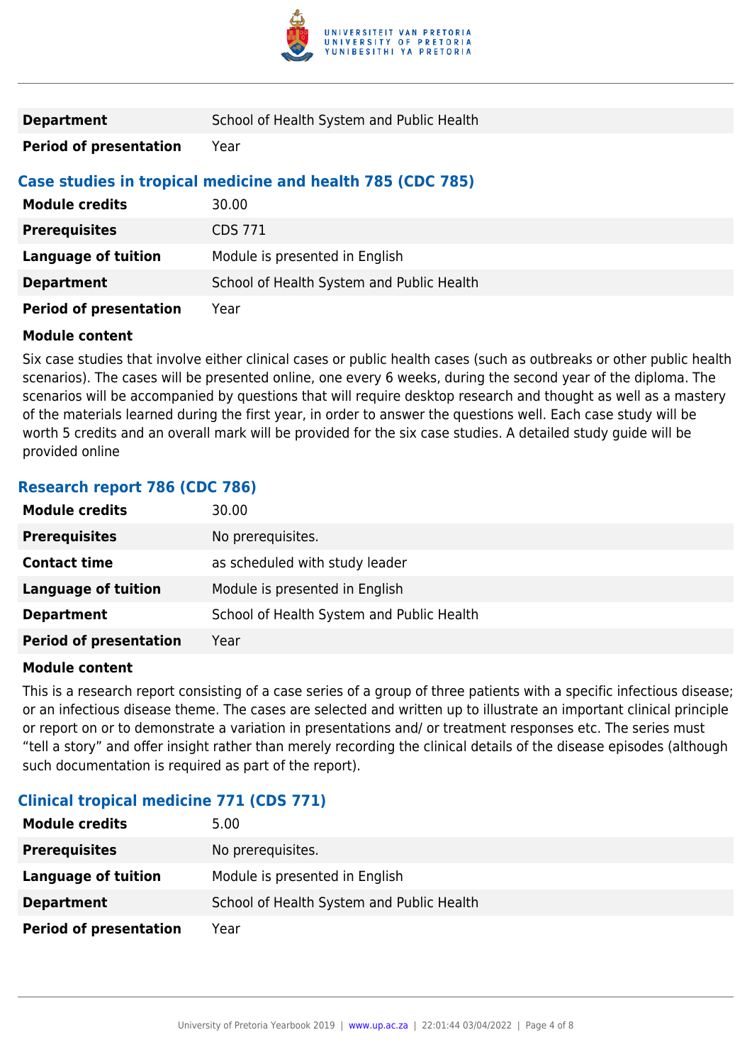| | |
|---|---|
| **Department** | School of Health System and Public Health |
| **Period of presentation** | Year |

### Case studies in tropical medicine and health 785 (CDC 785)

| | |
|---|---|
| **Module credits** | 30.00 |
| **Prerequisites** | CDS 771 |
| **Language of tuition** | Module is presented in English |
| **Department** | School of Health System and Public Health |
| **Period of presentation** | Year |

**Module content**

Six case studies that involve either clinical cases or public health cases (such as outbreaks or other public health scenarios). The cases will be presented online, one every 6 weeks, during the second year of the diploma. The scenarios will be accompanied by questions that will require desktop research and thought as well as a mastery of the materials learned during the first year, in order to answer the questions well. Each case study will be worth 5 credits and an overall mark will be provided for the six case studies. A detailed study guide will be provided online

### Research report 786 (CDC 786)

| | |
|---|---|
| **Module credits** | 30.00 |
| **Prerequisites** | No prerequisites. |
| **Contact time** | as scheduled with study leader |
| **Language of tuition** | Module is presented in English |
| **Department** | School of Health System and Public Health |
| **Period of presentation** | Year |

**Module content**

This is a research report consisting of a case series of a group of three patients with a specific infectious disease; or an infectious disease theme. The cases are selected and written up to illustrate an important clinical principle or report on or to demonstrate a variation in presentations and/ or treatment responses etc. The series must "tell a story" and offer insight rather than merely recording the clinical details of the disease episodes (although such documentation is required as part of the report).

### Clinical tropical medicine 771 (CDS 771)

| | |
|---|---|
| **Module credits** | 5.00 |
| **Prerequisites** | No prerequisites. |
| **Language of tuition** | Module is presented in English |
| **Department** | School of Health System and Public Health |
| **Period of presentation** | Year |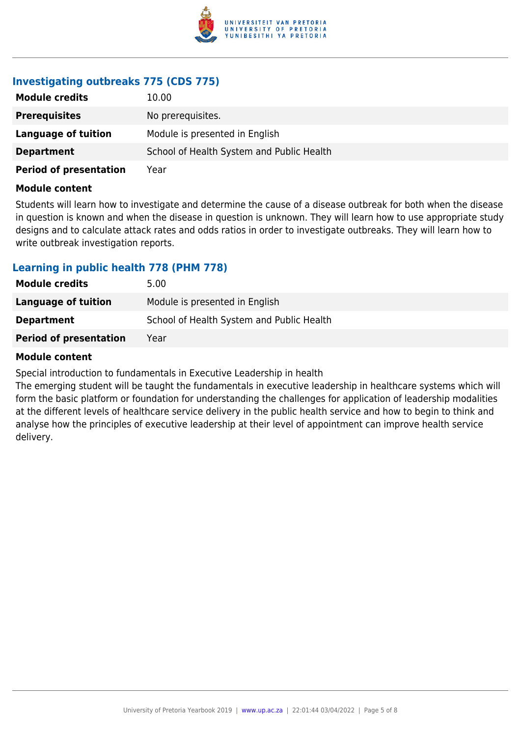### Investigating outbreaks 775 (CDS 775)

| | |
|---|---|
| **Module credits** | 10.00 |
| **Prerequisites** | No prerequisites. |
| **Language of tuition** | Module is presented in English |
| **Department** | School of Health System and Public Health |
| **Period of presentation** | Year |

**Module content**

Students will learn how to investigate and determine the cause of a disease outbreak for both when the disease in question is known and when the disease in question is unknown. They will learn how to use appropriate study designs and to calculate attack rates and odds ratios in order to investigate outbreaks. They will learn how to write outbreak investigation reports.

### Learning in public health 778 (PHM 778)

| | |
|---|---|
| **Module credits** | 5.00 |
| **Language of tuition** | Module is presented in English |
| **Department** | School of Health System and Public Health |
| **Period of presentation** | Year |

**Module content**

Special introduction to fundamentals in Executive Leadership in health

The emerging student will be taught the fundamentals in executive leadership in healthcare systems which will form the basic platform or foundation for understanding the challenges for application of leadership modalities at the different levels of healthcare service delivery in the public health service and how to begin to think and analyse how the principles of executive leadership at their level of appointment can improve health service delivery.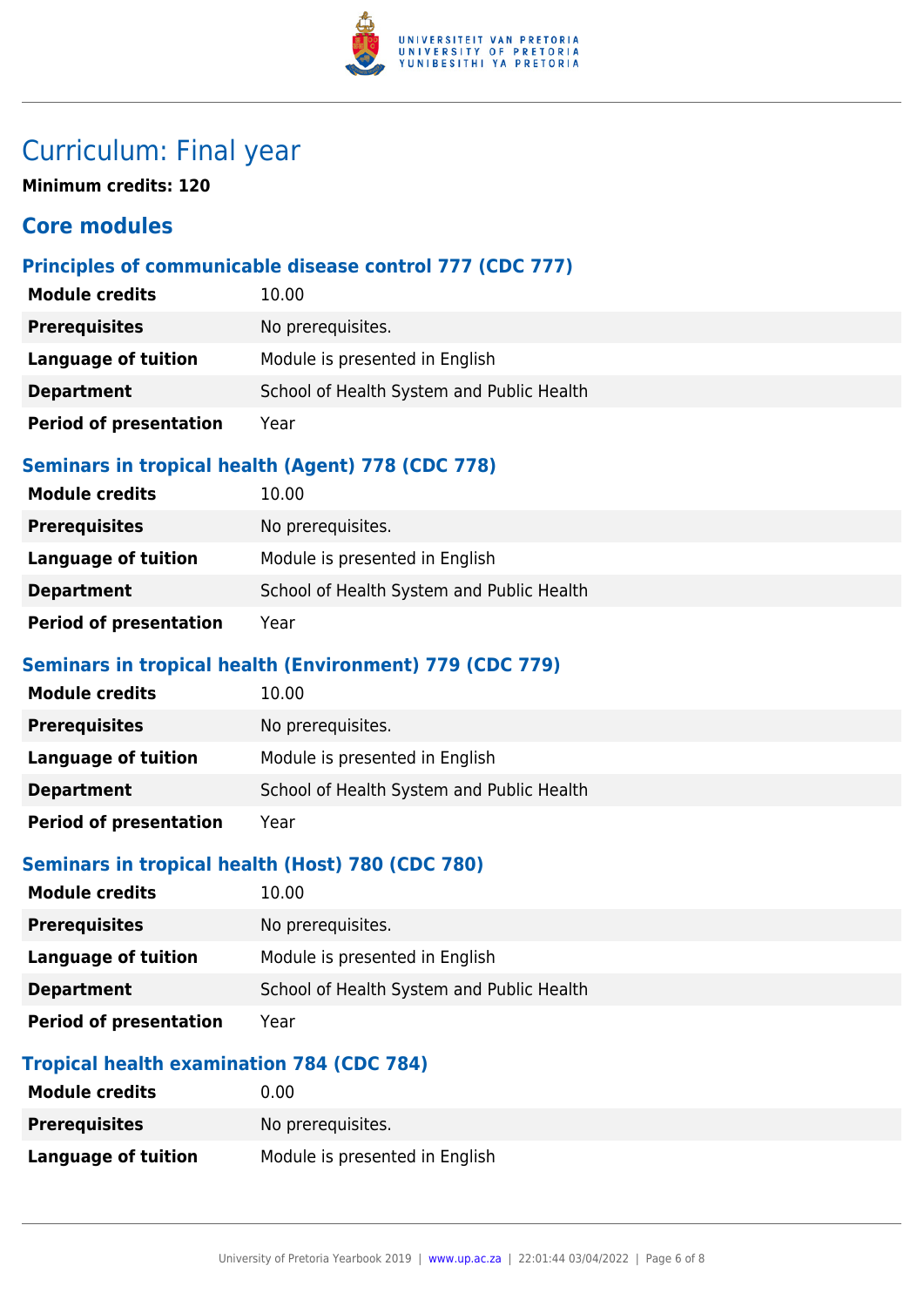# Curriculum: Final year

**Minimum credits: 120**

## Core modules

### Principles of communicable disease control 777 (CDC 777)

| | |
|---|---|
| **Module credits** | 10.00 |
| **Prerequisites** | No prerequisites. |
| **Language of tuition** | Module is presented in English |
| **Department** | School of Health System and Public Health |
| **Period of presentation** | Year |

### Seminars in tropical health (Agent) 778 (CDC 778)

| | |
|---|---|
| **Module credits** | 10.00 |
| **Prerequisites** | No prerequisites. |
| **Language of tuition** | Module is presented in English |
| **Department** | School of Health System and Public Health |
| **Period of presentation** | Year |

### Seminars in tropical health (Environment) 779 (CDC 779)

| | |
|---|---|
| **Module credits** | 10.00 |
| **Prerequisites** | No prerequisites. |
| **Language of tuition** | Module is presented in English |
| **Department** | School of Health System and Public Health |
| **Period of presentation** | Year |

### Seminars in tropical health (Host) 780 (CDC 780)

| | |
|---|---|
| **Module credits** | 10.00 |
| **Prerequisites** | No prerequisites. |
| **Language of tuition** | Module is presented in English |
| **Department** | School of Health System and Public Health |
| **Period of presentation** | Year |

### Tropical health examination 784 (CDC 784)

| | |
|---|---|
| **Module credits** | 0.00 |
| **Prerequisites** | No prerequisites. |
| **Language of tuition** | Module is presented in English |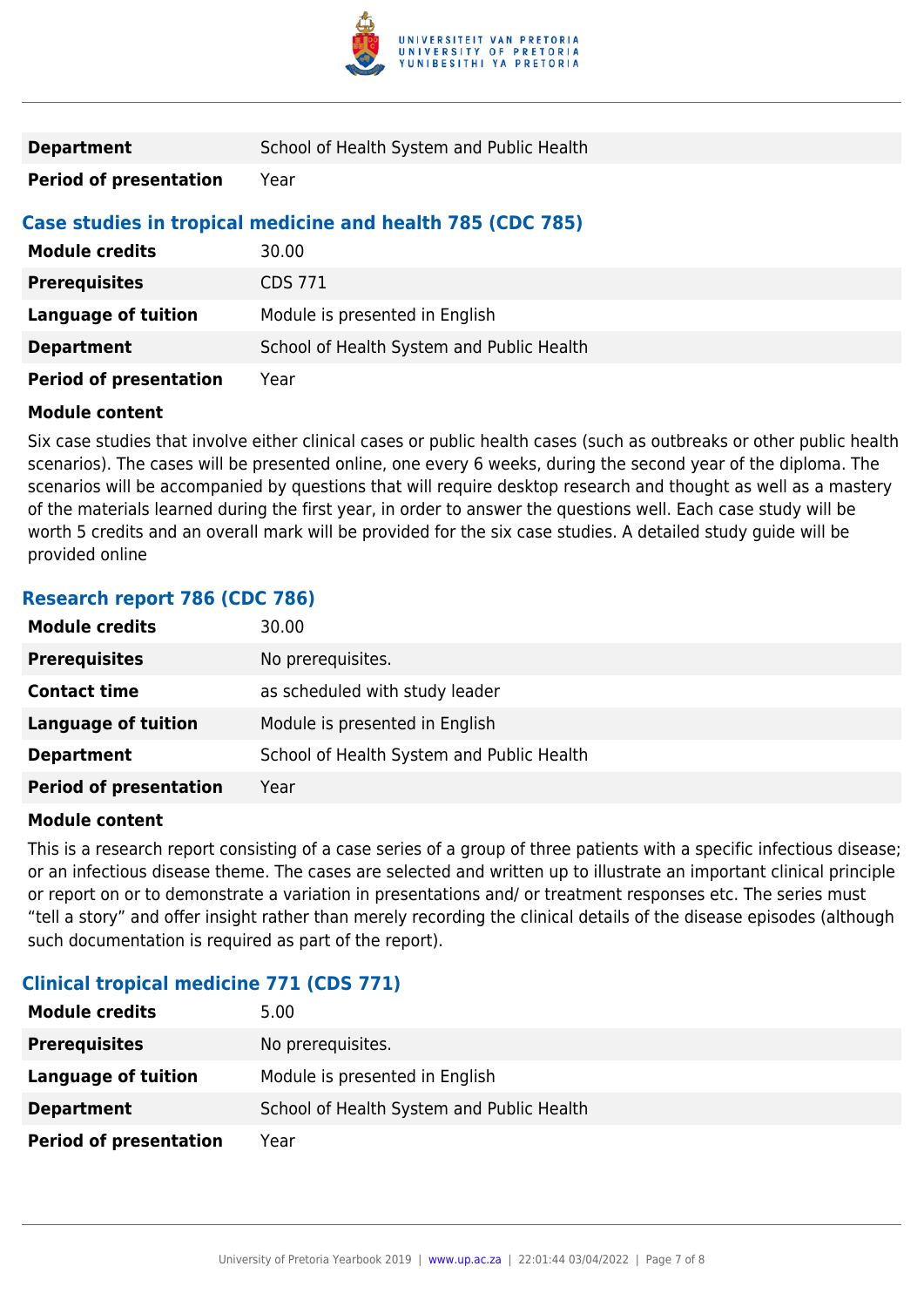| | |
|---|---|
| **Department** | School of Health System and Public Health |
| **Period of presentation** | Year |

### Case studies in tropical medicine and health 785 (CDC 785)

| | |
|---|---|
| **Module credits** | 30.00 |
| **Prerequisites** | CDS 771 |
| **Language of tuition** | Module is presented in English |
| **Department** | School of Health System and Public Health |
| **Period of presentation** | Year |

**Module content**

Six case studies that involve either clinical cases or public health cases (such as outbreaks or other public health scenarios). The cases will be presented online, one every 6 weeks, during the second year of the diploma. The scenarios will be accompanied by questions that will require desktop research and thought as well as a mastery of the materials learned during the first year, in order to answer the questions well. Each case study will be worth 5 credits and an overall mark will be provided for the six case studies. A detailed study guide will be provided online

### Research report 786 (CDC 786)

| | |
|---|---|
| **Module credits** | 30.00 |
| **Prerequisites** | No prerequisites. |
| **Contact time** | as scheduled with study leader |
| **Language of tuition** | Module is presented in English |
| **Department** | School of Health System and Public Health |
| **Period of presentation** | Year |

**Module content**

This is a research report consisting of a case series of a group of three patients with a specific infectious disease; or an infectious disease theme. The cases are selected and written up to illustrate an important clinical principle or report on or to demonstrate a variation in presentations and/ or treatment responses etc. The series must "tell a story" and offer insight rather than merely recording the clinical details of the disease episodes (although such documentation is required as part of the report).

### Clinical tropical medicine 771 (CDS 771)

| | |
|---|---|
| **Module credits** | 5.00 |
| **Prerequisites** | No prerequisites. |
| **Language of tuition** | Module is presented in English |
| **Department** | School of Health System and Public Health |
| **Period of presentation** | Year |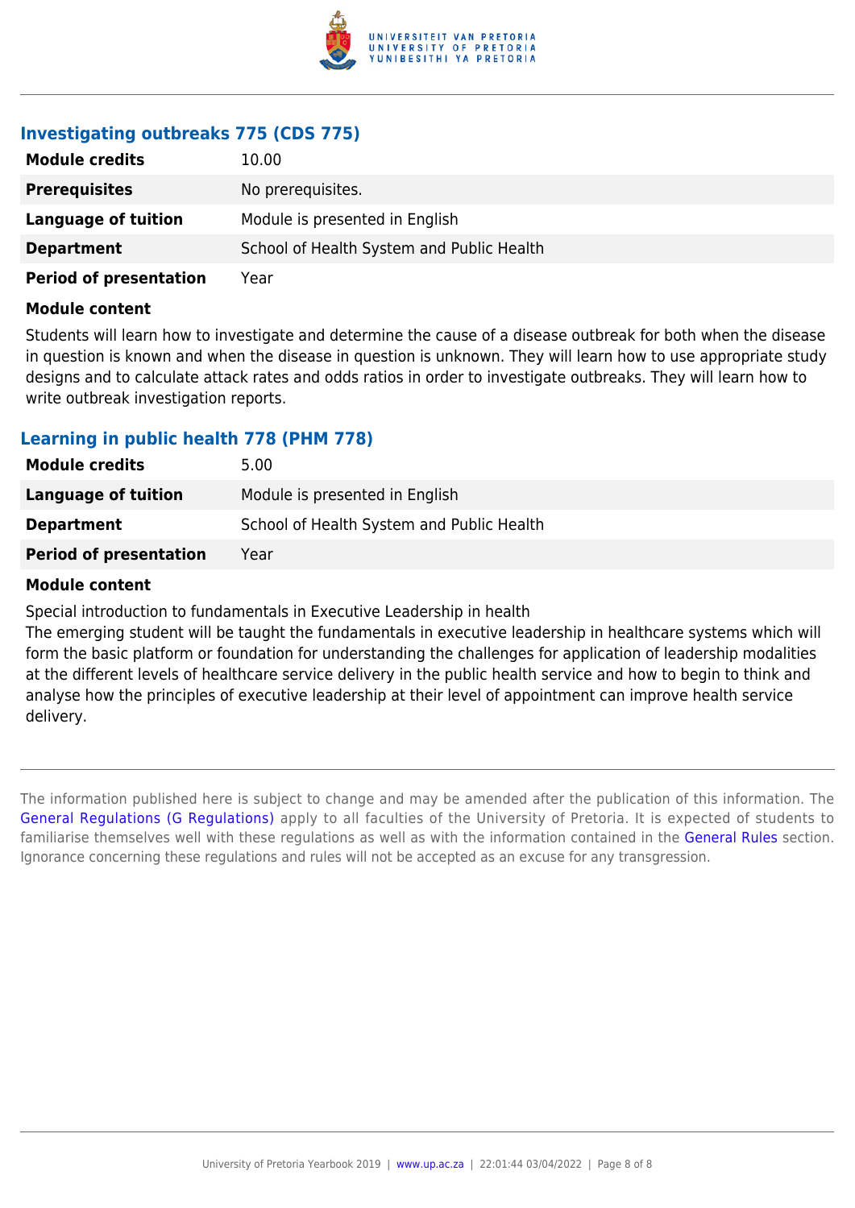### Investigating outbreaks 775 (CDS 775)

| | |
|---|---|
| **Module credits** | 10.00 |
| **Prerequisites** | No prerequisites. |
| **Language of tuition** | Module is presented in English |
| **Department** | School of Health System and Public Health |
| **Period of presentation** | Year |

**Module content**

Students will learn how to investigate and determine the cause of a disease outbreak for both when the disease in question is known and when the disease in question is unknown. They will learn how to use appropriate study designs and to calculate attack rates and odds ratios in order to investigate outbreaks. They will learn how to write outbreak investigation reports.

### Learning in public health 778 (PHM 778)

| | |
|---|---|
| **Module credits** | 5.00 |
| **Language of tuition** | Module is presented in English |
| **Department** | School of Health System and Public Health |
| **Period of presentation** | Year |

**Module content**

Special introduction to fundamentals in Executive Leadership in health
The emerging student will be taught the fundamentals in executive leadership in healthcare systems which will form the basic platform or foundation for understanding the challenges for application of leadership modalities at the different levels of healthcare service delivery in the public health service and how to begin to think and analyse how the principles of executive leadership at their level of appointment can improve health service delivery.

The information published here is subject to change and may be amended after the publication of this information. The General Regulations (G Regulations) apply to all faculties of the University of Pretoria. It is expected of students to familiarise themselves well with these regulations as well as with the information contained in the General Rules section. Ignorance concerning these regulations and rules will not be accepted as an excuse for any transgression.